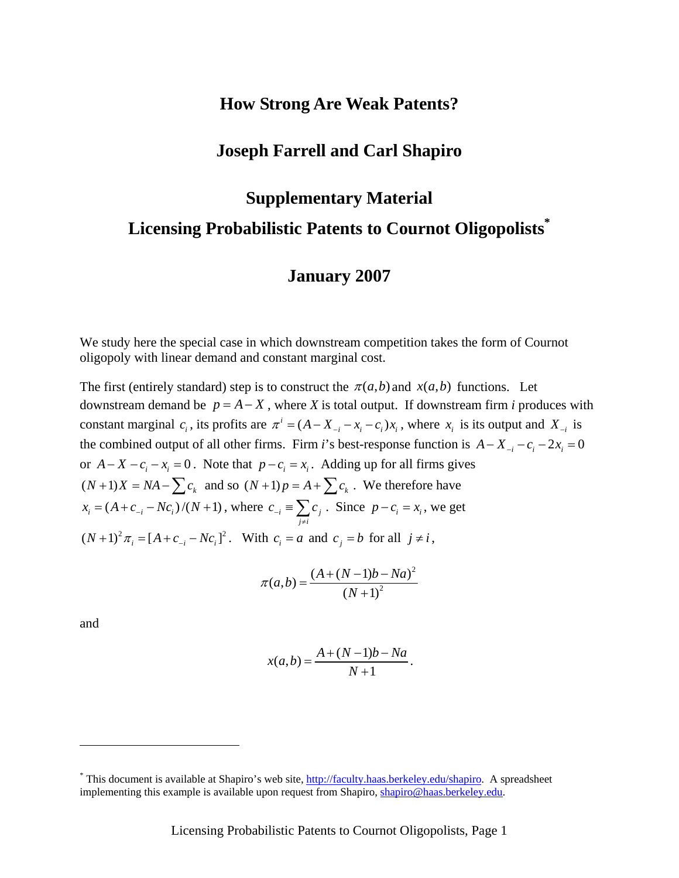# How Strong Are Weak Patents?

## Joseph Farrell and Carl Shapiro

## Supplementary Material

## Licensing Probabilistic Patents to Cournot Oligopolists*

## January 2007

We study here the special case in which downstream competition takes the form of Cournot oligopoly with linear demand and constant marginal cost.

The first (entirely standard) step is to construct the $\pi(a,b)$ and $x(a,b)$ functions. Let downstream demand be $p = A - X$, where *X* is total output. If downstream firm *i* produces with constant marginal $c_i$, its profits are $\pi^i = (A - X_{-i} - x_i - c_i)x_i$, where $x_i$ is its output and $X_{-i}$ is the combined output of all other firms. Firm *i*'s best-response function is $A - X_{-i} - c_i - 2x_i = 0$ or $A - X - c_i - x_i = 0$. Note that $p - c_i = x_i$. Adding up for all firms gives $(N+1)X = NA - \sum c_k$ and so $(N+1)p = A + \sum c_k$. We therefore have $x_i = (A + c_{-i} - Nc_i)/(N+1)$, where $c_{-i} \equiv \sum_{j \neq i} c_j$. Since $p - c_i = x_i$, we get $(N+1)^2 \pi_i = [A + c_{-i} - Nc_i]^2$. With $c_i = a$ and $c_j = b$ for all $j \neq i$,

$$\pi(a,b) = \frac{(A + (N-1)b - Na)^2}{(N+1)^2}$$

and

$$x(a,b) = \frac{A + (N-1)b - Na}{N+1}.$$

---

* This document is available at Shapiro's web site, http://faculty.haas.berkeley.edu/shapiro. A spreadsheet implementing this example is available upon request from Shapiro, shapiro@haas.berkeley.edu.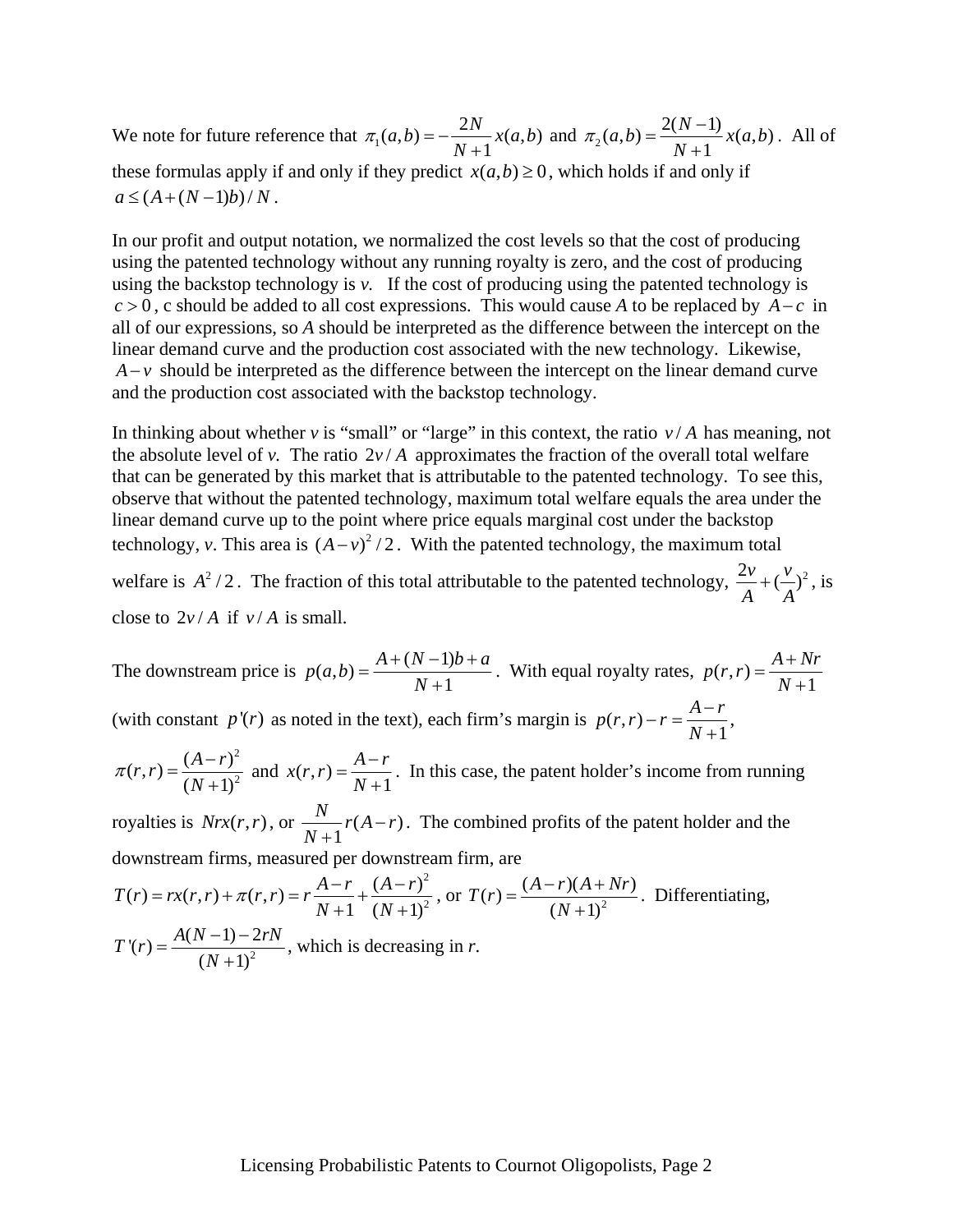We note for future reference that $\pi_1(a,b) = -\frac{2N}{N+1}x(a,b)$ and $\pi_2(a,b) = \frac{2(N-1)}{N+1}x(a,b)$. All of these formulas apply if and only if they predict $x(a,b) \geq 0$, which holds if and only if $a \leq (A+(N-1)b)/N$.

In our profit and output notation, we normalized the cost levels so that the cost of producing using the patented technology without any running royalty is zero, and the cost of producing using the backstop technology is *v*. If the cost of producing using the patented technology is $c > 0$, c should be added to all cost expressions. This would cause *A* to be replaced by $A-c$ in all of our expressions, so *A* should be interpreted as the difference between the intercept on the linear demand curve and the production cost associated with the new technology. Likewise, $A-v$ should be interpreted as the difference between the intercept on the linear demand curve and the production cost associated with the backstop technology.

In thinking about whether *v* is "small" or "large" in this context, the ratio $v/A$ has meaning, not the absolute level of *v*. The ratio $2v/A$ approximates the fraction of the overall total welfare that can be generated by this market that is attributable to the patented technology. To see this, observe that without the patented technology, maximum total welfare equals the area under the linear demand curve up to the point where price equals marginal cost under the backstop technology, *v*. This area is $(A-v)^2/2$. With the patented technology, the maximum total welfare is $A^2/2$. The fraction of this total attributable to the patented technology, $\frac{2v}{A} + (\frac{v}{A})^2$, is close to $2v/A$ if $v/A$ is small.

The downstream price is $p(a,b) = \frac{A+(N-1)b+a}{N+1}$. With equal royalty rates, $p(r,r) = \frac{A+Nr}{N+1}$ (with constant $p'(r)$ as noted in the text), each firm's margin is $p(r,r) - r = \frac{A-r}{N+1}$, $\pi(r,r) = \frac{(A-r)^2}{(N+1)^2}$ and $x(r,r) = \frac{A-r}{N+1}$. In this case, the patent holder's income from running royalties is $Nrx(r,r)$, or $\frac{N}{N+1}r(A-r)$. The combined profits of the patent holder and the downstream firms, measured per downstream firm, are $T(r) = rx(r,r) + \pi(r,r) = r\frac{A-r}{N+1} + \frac{(A-r)^2}{(N+1)^2}$, or $T(r) = \frac{(A-r)(A+Nr)}{(N+1)^2}$. Differentiating, $T'(r) = \frac{A(N-1)-2rN}{(N+1)^2}$, which is decreasing in *r*.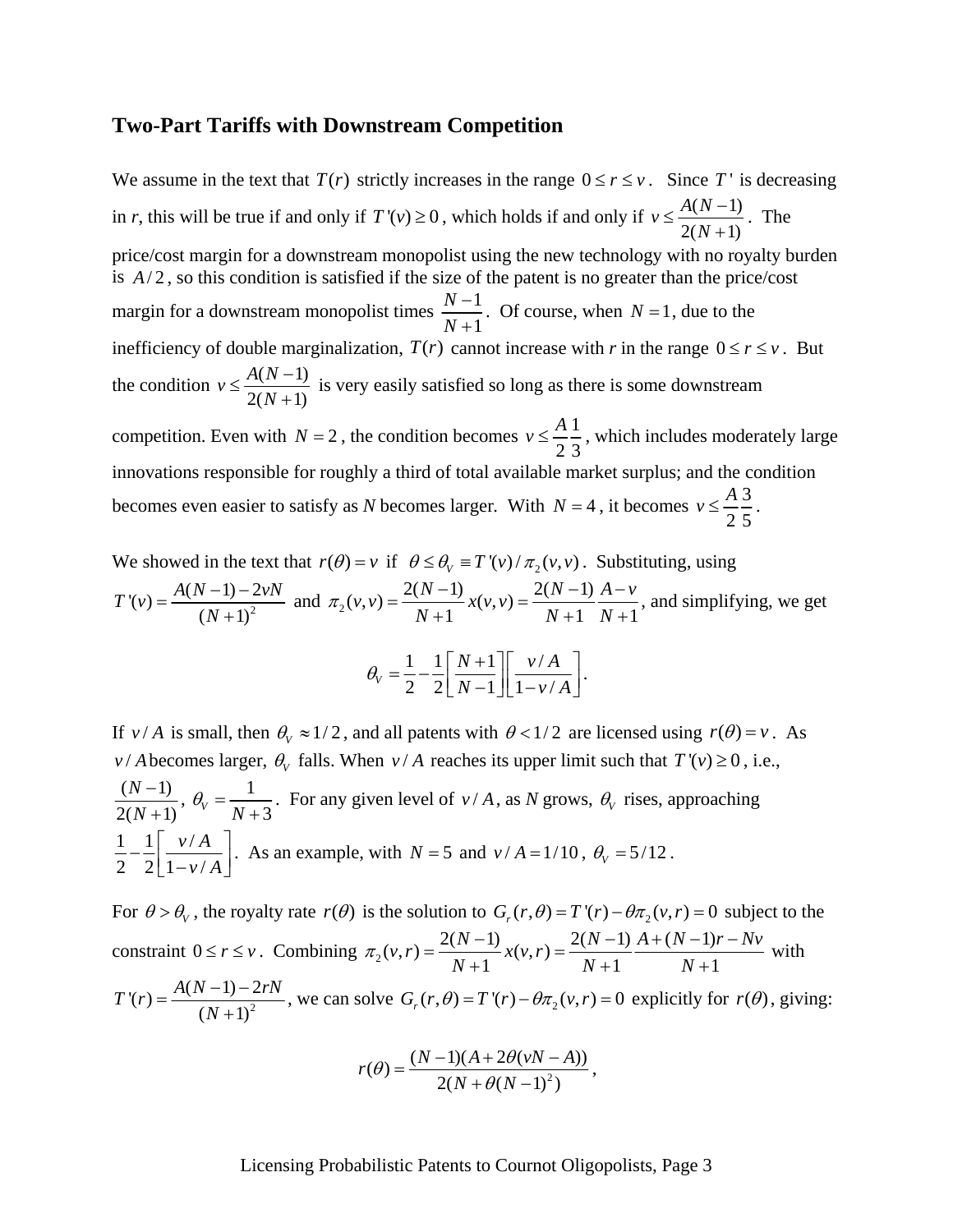### Two-Part Tariffs with Downstream Competition

We assume in the text that $T(r)$ strictly increases in the range $0 \le r \le v$. Since $T'$ is decreasing in *r*, this will be true if and only if $T'(v) \ge 0$, which holds if and only if $v \le \dfrac{A(N-1)}{2(N+1)}$. The price/cost margin for a downstream monopolist using the new technology with no royalty burden is $A/2$, so this condition is satisfied if the size of the patent is no greater than the price/cost margin for a downstream monopolist times $\dfrac{N-1}{N+1}$. Of course, when $N=1$, due to the inefficiency of double marginalization, $T(r)$ cannot increase with *r* in the range $0 \le r \le v$. But the condition $v \le \dfrac{A(N-1)}{2(N+1)}$ is very easily satisfied so long as there is some downstream competition. Even with $N=2$, the condition becomes $v \le \dfrac{A}{2}\dfrac{1}{3}$, which includes moderately large innovations responsible for roughly a third of total available market surplus; and the condition becomes even easier to satisfy as *N* becomes larger. With $N=4$, it becomes $v \le \dfrac{A}{2}\dfrac{3}{5}$.

We showed in the text that $r(\theta)=v$ if $\theta \le \theta_V \equiv T'(v)/\pi_2(v,v)$. Substituting, using $T'(v)=\dfrac{A(N-1)-2vN}{(N+1)^2}$ and $\pi_2(v,v)=\dfrac{2(N-1)}{N+1}x(v,v)=\dfrac{2(N-1)}{N+1}\dfrac{A-v}{N+1}$, and simplifying, we get

$$\theta_V = \frac{1}{2}-\frac{1}{2}\left[\frac{N+1}{N-1}\right]\left[\frac{v/A}{1-v/A}\right].$$

If $v/A$ is small, then $\theta_V \approx 1/2$, and all patents with $\theta < 1/2$ are licensed using $r(\theta)=v$. As $v/A$ becomes larger, $\theta_V$ falls. When $v/A$ reaches its upper limit such that $T'(v)\ge 0$, i.e., $\dfrac{(N-1)}{2(N+1)}$, $\theta_V = \dfrac{1}{N+3}$. For any given level of $v/A$, as *N* grows, $\theta_V$ rises, approaching $\dfrac{1}{2}-\dfrac{1}{2}\left[\dfrac{v/A}{1-v/A}\right]$. As an example, with $N=5$ and $v/A=1/10$, $\theta_V = 5/12$.

For $\theta > \theta_V$, the royalty rate $r(\theta)$ is the solution to $G_r(r,\theta)=T'(r)-\theta\pi_2(v,r)=0$ subject to the constraint $0\le r\le v$. Combining $\pi_2(v,r)=\dfrac{2(N-1)}{N+1}x(v,r)=\dfrac{2(N-1)}{N+1}\dfrac{A+(N-1)r-Nv}{N+1}$ with $T'(r)=\dfrac{A(N-1)-2rN}{(N+1)^2}$, we can solve $G_r(r,\theta)=T'(r)-\theta\pi_2(v,r)=0$ explicitly for $r(\theta)$, giving:

$$r(\theta)=\frac{(N-1)(A+2\theta(vN-A))}{2(N+\theta(N-1)^2)},$$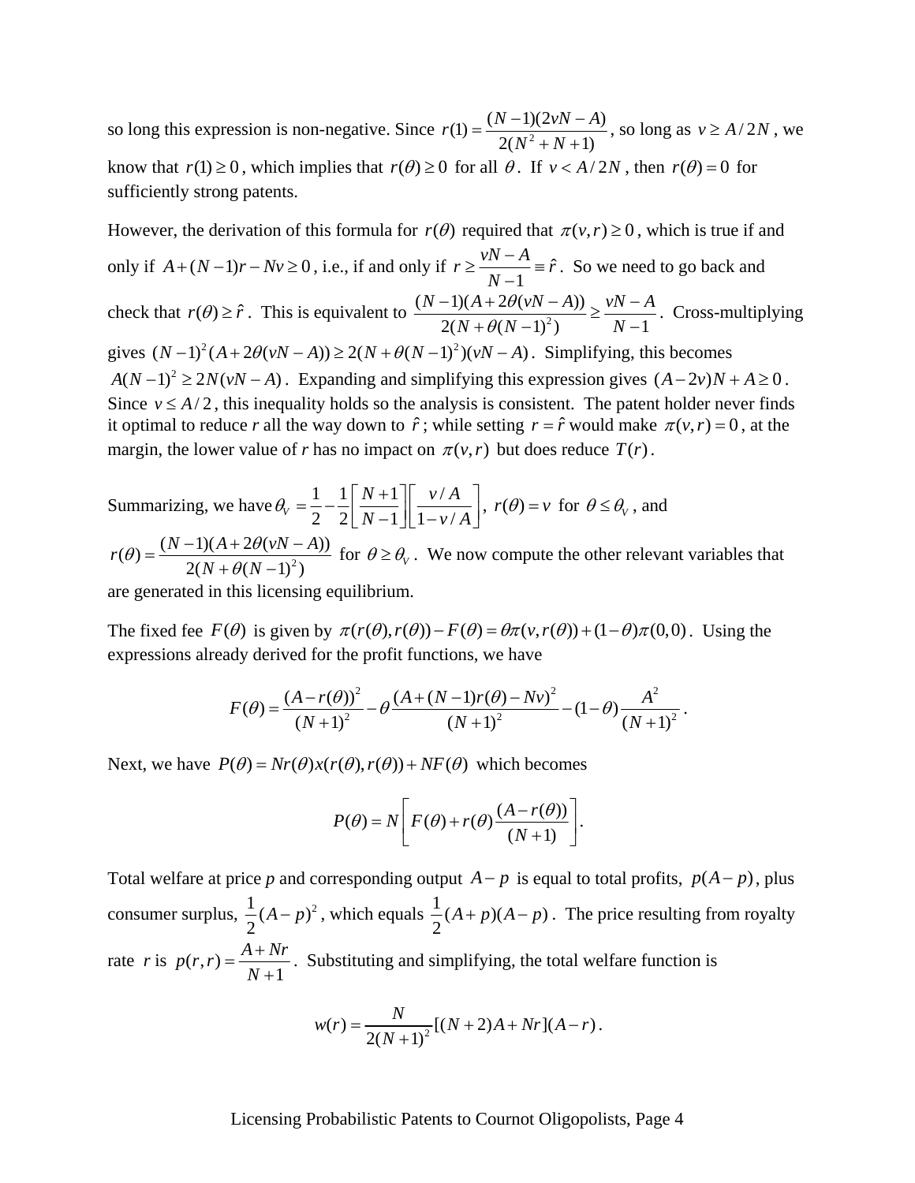so long this expression is non-negative. Since $r(1) = \frac{(N-1)(2vN - A)}{2(N^2 + N + 1)}$, so long as $v \geq A/2N$, we know that $r(1) \geq 0$, which implies that $r(\theta) \geq 0$ for all $\theta$. If $v < A/2N$, then $r(\theta) = 0$ for sufficiently strong patents.

However, the derivation of this formula for $r(\theta)$ required that $\pi(v,r) \geq 0$, which is true if and only if $A + (N-1)r - Nv \geq 0$, i.e., if and only if $r \geq \frac{vN - A}{N-1} \equiv \hat{r}$. So we need to go back and check that $r(\theta) \geq \hat{r}$. This is equivalent to $\frac{(N-1)(A + 2\theta(vN - A))}{2(N + \theta(N-1)^2)} \geq \frac{vN - A}{N-1}$. Cross-multiplying gives $(N-1)^2(A + 2\theta(vN - A)) \geq 2(N + \theta(N-1)^2)(vN - A)$. Simplifying, this becomes $A(N-1)^2 \geq 2N(vN - A)$. Expanding and simplifying this expression gives $(A - 2v)N + A \geq 0$. Since $v \leq A/2$, this inequality holds so the analysis is consistent. The patent holder never finds it optimal to reduce *r* all the way down to $\hat{r}$; while setting $r = \hat{r}$ would make $\pi(v,r) = 0$, at the margin, the lower value of *r* has no impact on $\pi(v,r)$ but does reduce $T(r)$.

Summarizing, we have $\theta_V = \frac{1}{2} - \frac{1}{2}\left[\frac{N+1}{N-1}\right]\left[\frac{v/A}{1 - v/A}\right]$, $r(\theta) = v$ for $\theta \leq \theta_V$, and $r(\theta) = \frac{(N-1)(A + 2\theta(vN - A))}{2(N + \theta(N-1)^2)}$ for $\theta \geq \theta_V$. We now compute the other relevant variables that are generated in this licensing equilibrium.

The fixed fee $F(\theta)$ is given by $\pi(r(\theta), r(\theta)) - F(\theta) = \theta\pi(v, r(\theta)) + (1-\theta)\pi(0,0)$. Using the expressions already derived for the profit functions, we have

$$F(\theta) = \frac{(A - r(\theta))^2}{(N+1)^2} - \theta\frac{(A + (N-1)r(\theta) - Nv)^2}{(N+1)^2} - (1-\theta)\frac{A^2}{(N+1)^2}.$$

Next, we have $P(\theta) = Nr(\theta)x(r(\theta), r(\theta)) + NF(\theta)$ which becomes

$$P(\theta) = N\left[F(\theta) + r(\theta)\frac{(A - r(\theta))}{(N+1)}\right].$$

Total welfare at price *p* and corresponding output $A - p$ is equal to total profits, $p(A - p)$, plus consumer surplus, $\frac{1}{2}(A - p)^2$, which equals $\frac{1}{2}(A + p)(A - p)$. The price resulting from royalty rate *r* is $p(r,r) = \frac{A + Nr}{N+1}$. Substituting and simplifying, the total welfare function is

$$w(r) = \frac{N}{2(N+1)^2}[(N+2)A + Nr](A - r).$$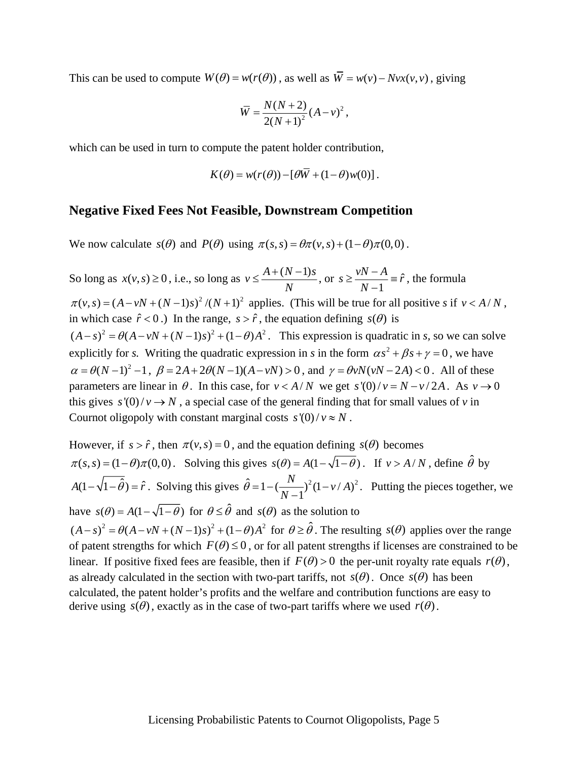This can be used to compute $W(\theta) = w(r(\theta))$, as well as $\overline{W} = w(v) - Nvx(v,v)$, giving

$$\overline{W} = \frac{N(N+2)}{2(N+1)^2}(A-v)^2,$$

which can be used in turn to compute the patent holder contribution,

$$K(\theta) = w(r(\theta)) - [\theta\overline{W} + (1-\theta)w(0)].$$

## Negative Fixed Fees Not Feasible, Downstream Competition

We now calculate $s(\theta)$ and $P(\theta)$ using $\pi(s,s) = \theta\pi(v,s) + (1-\theta)\pi(0,0)$.

So long as $x(v,s) \geq 0$, i.e., so long as $v \leq \dfrac{A+(N-1)s}{N}$, or $s \geq \dfrac{vN-A}{N-1} \equiv \hat{r}$, the formula $\pi(v,s) = (A - vN + (N-1)s)^2/(N+1)^2$ applies. (This will be true for all positive *s* if $v < A/N$, in which case $\hat{r} < 0$.) In the range, $s > \hat{r}$, the equation defining $s(\theta)$ is $(A-s)^2 = \theta(A - vN + (N-1)s)^2 + (1-\theta)A^2$. This expression is quadratic in *s*, so we can solve explicitly for *s*. Writing the quadratic expression in *s* in the form $\alpha s^2 + \beta s + \gamma = 0$, we have $\alpha = \theta(N-1)^2 - 1$, $\beta = 2A + 2\theta(N-1)(A - vN) > 0$, and $\gamma = \theta vN(vN - 2A) < 0$. All of these parameters are linear in $\theta$. In this case, for $v < A/N$ we get $s'(0)/v = N - v/2A$. As $v \to 0$ this gives $s'(0)/v \to N$, a special case of the general finding that for small values of *v* in Cournot oligopoly with constant marginal costs $s'(0)/v \approx N$.

However, if $s > \hat{r}$, then $\pi(v,s) = 0$, and the equation defining $s(\theta)$ becomes $\pi(s,s) = (1-\theta)\pi(0,0)$. Solving this gives $s(\theta) = A(1 - \sqrt{1-\theta})$. If $v > A/N$, define $\hat{\theta}$ by $A(1 - \sqrt{1-\hat{\theta}}) = \hat{r}$. Solving this gives $\hat{\theta} = 1 - (\frac{N}{N-1})^2(1 - v/A)^2$. Putting the pieces together, we have $s(\theta) = A(1 - \sqrt{1-\theta})$ for $\theta \leq \hat{\theta}$ and $s(\theta)$ as the solution to $(A-s)^2 = \theta(A - vN + (N-1)s)^2 + (1-\theta)A^2$ for $\theta \geq \hat{\theta}$. The resulting $s(\theta)$ applies over the range of patent strengths for which $F(\theta) \leq 0$, or for all patent strengths if licenses are constrained to be linear. If positive fixed fees are feasible, then if $F(\theta) > 0$ the per-unit royalty rate equals $r(\theta)$, as already calculated in the section with two-part tariffs, not $s(\theta)$. Once $s(\theta)$ has been calculated, the patent holder's profits and the welfare and contribution functions are easy to derive using $s(\theta)$, exactly as in the case of two-part tariffs where we used $r(\theta)$.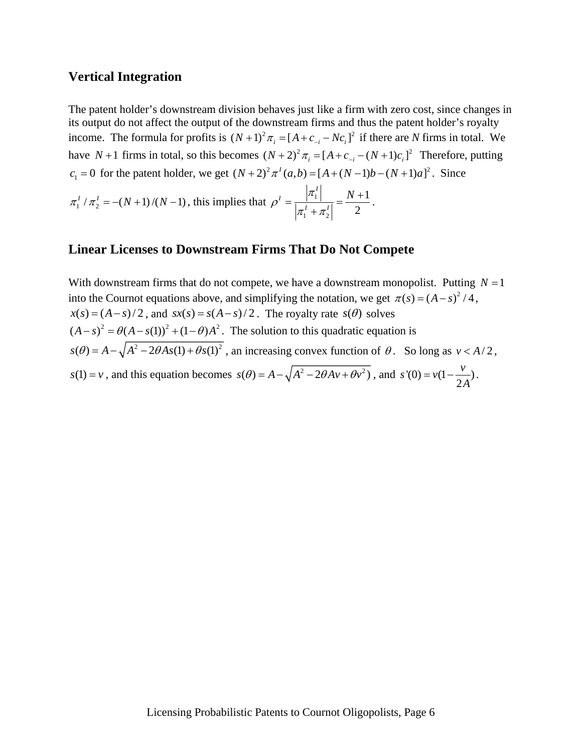## Vertical Integration

The patent holder's downstream division behaves just like a firm with zero cost, since changes in its output do not affect the output of the downstream firms and thus the patent holder's royalty income. The formula for profits is $(N+1)^2 \pi_i = [A + c_{-i} - Nc_i]^2$ if there are *N* firms in total. We have $N+1$ firms in total, so this becomes $(N+2)^2 \pi_i = [A + c_{-i} - (N+1)c_i]^2$ Therefore, putting $c_1 = 0$ for the patent holder, we get $(N+2)^2 \pi^I(a,b) = [A + (N-1)b - (N+1)a]^2$. Since $\pi_1^I / \pi_2^I = -(N+1)/(N-1)$, this implies that $\rho^I = \dfrac{|\pi_1^I|}{|\pi_1^I + \pi_2^I|} = \dfrac{N+1}{2}$.

## Linear Licenses to Downstream Firms That Do Not Compete

With downstream firms that do not compete, we have a downstream monopolist. Putting $N = 1$ into the Cournot equations above, and simplifying the notation, we get $\pi(s) = (A-s)^2/4$, $x(s) = (A-s)/2$, and $sx(s) = s(A-s)/2$. The royalty rate $s(\theta)$ solves $(A-s)^2 = \theta(A - s(1))^2 + (1-\theta)A^2$. The solution to this quadratic equation is $s(\theta) = A - \sqrt{A^2 - 2\theta A s(1) + \theta s(1)^2}$, an increasing convex function of $\theta$. So long as $v < A/2$, $s(1) = v$, and this equation becomes $s(\theta) = A - \sqrt{A^2 - 2\theta A v + \theta v^2)}$, and $s'(0) = v(1 - \dfrac{v}{2A})$.